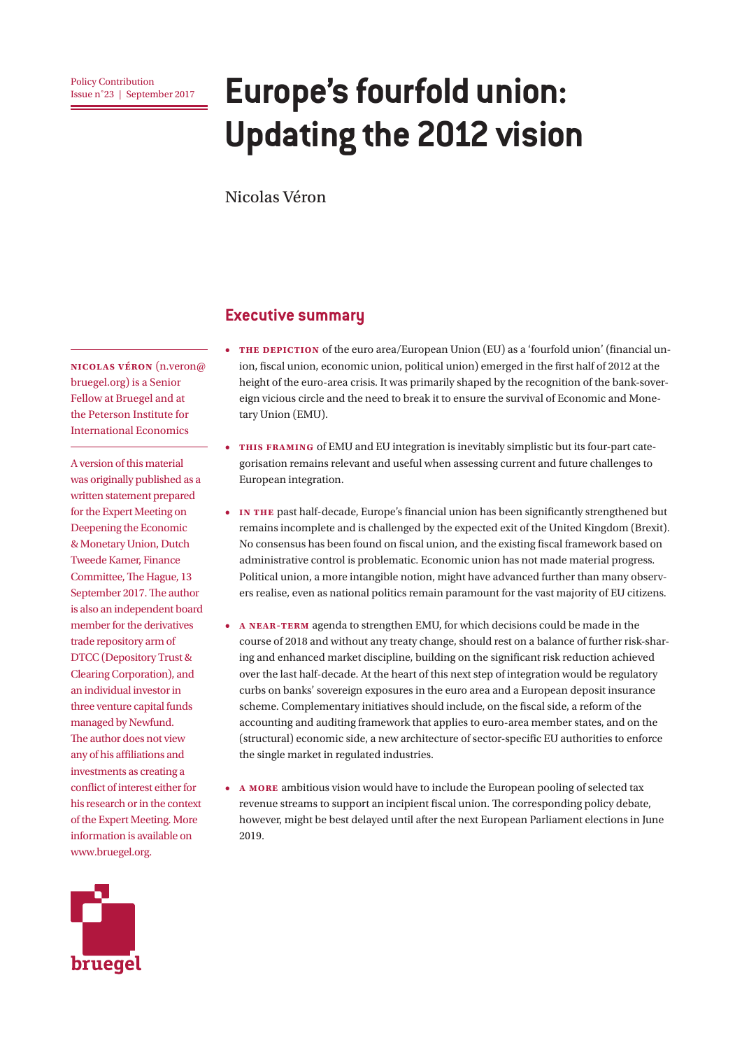Policy Contribution
Issue n˚23 | September 2017

# Europe's fourfold union: Updating the 2012 vision

Nicolas Véron

**NICOLAS VÉRON** (n.veron@bruegel.org) is a Senior Fellow at Bruegel and at the Peterson Institute for International Economics

A version of this material was originally published as a written statement prepared for the Expert Meeting on Deepening the Economic & Monetary Union, Dutch Tweede Kamer, Finance Committee, The Hague, 13 September 2017. The author is also an independent board member for the derivatives trade repository arm of DTCC (Depository Trust & Clearing Corporation), and an individual investor in three venture capital funds managed by Newfund. The author does not view any of his affiliations and investments as creating a conflict of interest either for his research or in the context of the Expert Meeting. More information is available on www.bruegel.org.

## Executive summary

- **THE DEPICTION** of the euro area/European Union (EU) as a 'fourfold union' (financial union, fiscal union, economic union, political union) emerged in the first half of 2012 at the height of the euro-area crisis. It was primarily shaped by the recognition of the bank-sovereign vicious circle and the need to break it to ensure the survival of Economic and Monetary Union (EMU).

- **THIS FRAMING** of EMU and EU integration is inevitably simplistic but its four-part categorisation remains relevant and useful when assessing current and future challenges to European integration.

- **IN THE** past half-decade, Europe's financial union has been significantly strengthened but remains incomplete and is challenged by the expected exit of the United Kingdom (Brexit). No consensus has been found on fiscal union, and the existing fiscal framework based on administrative control is problematic. Economic union has not made material progress. Political union, a more intangible notion, might have advanced further than many observers realise, even as national politics remain paramount for the vast majority of EU citizens.

- **A NEAR-TERM** agenda to strengthen EMU, for which decisions could be made in the course of 2018 and without any treaty change, should rest on a balance of further risk-sharing and enhanced market discipline, building on the significant risk reduction achieved over the last half-decade. At the heart of this next step of integration would be regulatory curbs on banks' sovereign exposures in the euro area and a European deposit insurance scheme. Complementary initiatives should include, on the fiscal side, a reform of the accounting and auditing framework that applies to euro-area member states, and on the (structural) economic side, a new architecture of sector-specific EU authorities to enforce the single market in regulated industries.

- **A MORE** ambitious vision would have to include the European pooling of selected tax revenue streams to support an incipient fiscal union. The corresponding policy debate, however, might be best delayed until after the next European Parliament elections in June 2019.

bruegel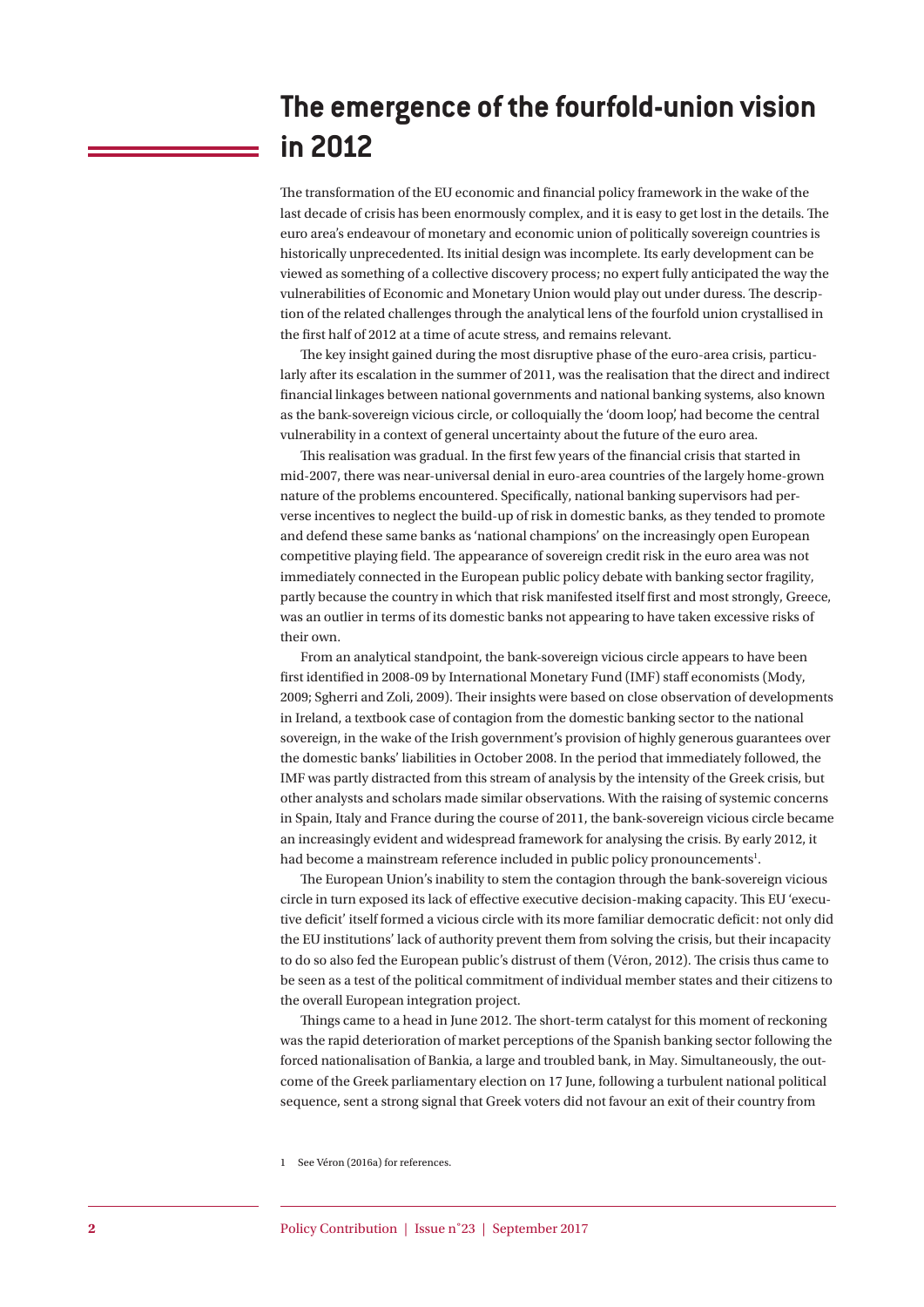# The emergence of the fourfold-union vision in 2012

The transformation of the EU economic and financial policy framework in the wake of the last decade of crisis has been enormously complex, and it is easy to get lost in the details. The euro area's endeavour of monetary and economic union of politically sovereign countries is historically unprecedented. Its initial design was incomplete. Its early development can be viewed as something of a collective discovery process; no expert fully anticipated the way the vulnerabilities of Economic and Monetary Union would play out under duress. The description of the related challenges through the analytical lens of the fourfold union crystallised in the first half of 2012 at a time of acute stress, and remains relevant.

The key insight gained during the most disruptive phase of the euro-area crisis, particularly after its escalation in the summer of 2011, was the realisation that the direct and indirect financial linkages between national governments and national banking systems, also known as the bank-sovereign vicious circle, or colloquially the 'doom loop', had become the central vulnerability in a context of general uncertainty about the future of the euro area.

This realisation was gradual. In the first few years of the financial crisis that started in mid-2007, there was near-universal denial in euro-area countries of the largely home-grown nature of the problems encountered. Specifically, national banking supervisors had perverse incentives to neglect the build-up of risk in domestic banks, as they tended to promote and defend these same banks as 'national champions' on the increasingly open European competitive playing field. The appearance of sovereign credit risk in the euro area was not immediately connected in the European public policy debate with banking sector fragility, partly because the country in which that risk manifested itself first and most strongly, Greece, was an outlier in terms of its domestic banks not appearing to have taken excessive risks of their own.

From an analytical standpoint, the bank-sovereign vicious circle appears to have been first identified in 2008-09 by International Monetary Fund (IMF) staff economists (Mody, 2009; Sgherri and Zoli, 2009). Their insights were based on close observation of developments in Ireland, a textbook case of contagion from the domestic banking sector to the national sovereign, in the wake of the Irish government's provision of highly generous guarantees over the domestic banks' liabilities in October 2008. In the period that immediately followed, the IMF was partly distracted from this stream of analysis by the intensity of the Greek crisis, but other analysts and scholars made similar observations. With the raising of systemic concerns in Spain, Italy and France during the course of 2011, the bank-sovereign vicious circle became an increasingly evident and widespread framework for analysing the crisis. By early 2012, it had become a mainstream reference included in public policy pronouncements[1].

The European Union's inability to stem the contagion through the bank-sovereign vicious circle in turn exposed its lack of effective executive decision-making capacity. This EU 'executive deficit' itself formed a vicious circle with its more familiar democratic deficit: not only did the EU institutions' lack of authority prevent them from solving the crisis, but their incapacity to do so also fed the European public's distrust of them (Véron, 2012). The crisis thus came to be seen as a test of the political commitment of individual member states and their citizens to the overall European integration project.

Things came to a head in June 2012. The short-term catalyst for this moment of reckoning was the rapid deterioration of market perceptions of the Spanish banking sector following the forced nationalisation of Bankia, a large and troubled bank, in May. Simultaneously, the outcome of the Greek parliamentary election on 17 June, following a turbulent national political sequence, sent a strong signal that Greek voters did not favour an exit of their country from

1 See Véron (2016a) for references.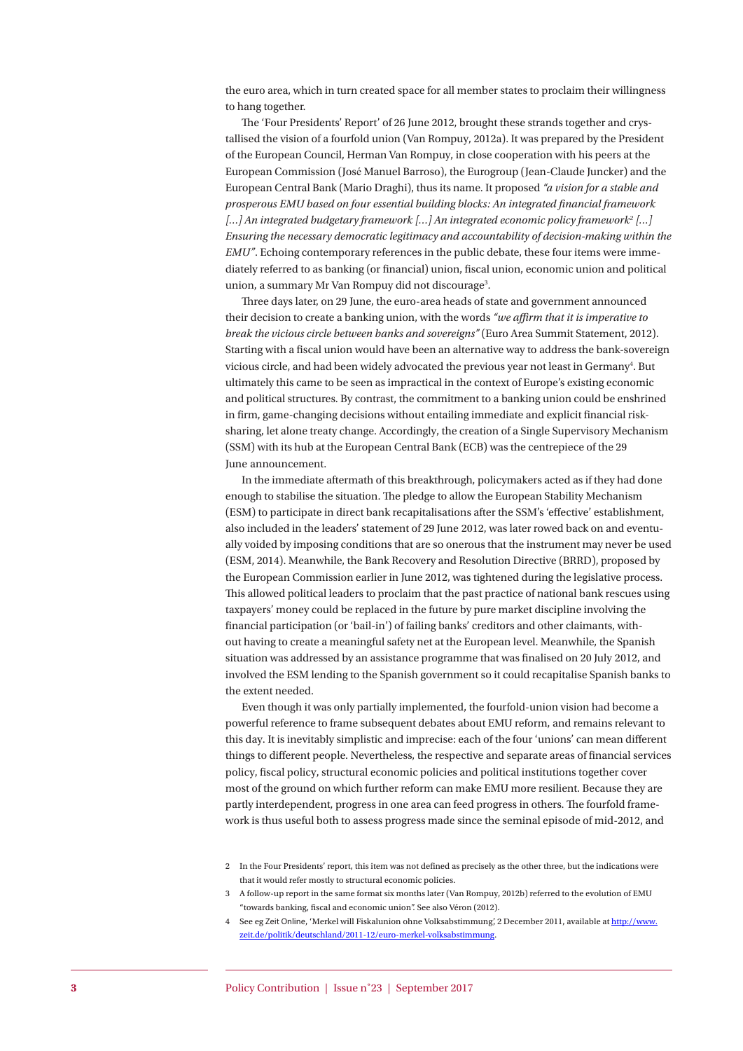the euro area, which in turn created space for all member states to proclaim their willingness to hang together.

The 'Four Presidents' Report' of 26 June 2012, brought these strands together and crystallised the vision of a fourfold union (Van Rompuy, 2012a). It was prepared by the President of the European Council, Herman Van Rompuy, in close cooperation with his peers at the European Commission (José Manuel Barroso), the Eurogroup (Jean-Claude Juncker) and the European Central Bank (Mario Draghi), thus its name. It proposed *"a vision for a stable and prosperous EMU based on four essential building blocks: An integrated financial framework [...] An integrated budgetary framework [...] An integrated economic policy framework[2] [...] Ensuring the necessary democratic legitimacy and accountability of decision-making within the EMU"*. Echoing contemporary references in the public debate, these four items were immediately referred to as banking (or financial) union, fiscal union, economic union and political union, a summary Mr Van Rompuy did not discourage[3].

Three days later, on 29 June, the euro-area heads of state and government announced their decision to create a banking union, with the words *"we affirm that it is imperative to break the vicious circle between banks and sovereigns"* (Euro Area Summit Statement, 2012). Starting with a fiscal union would have been an alternative way to address the bank-sovereign vicious circle, and had been widely advocated the previous year not least in Germany[4]. But ultimately this came to be seen as impractical in the context of Europe's existing economic and political structures. By contrast, the commitment to a banking union could be enshrined in firm, game-changing decisions without entailing immediate and explicit financial risk-sharing, let alone treaty change. Accordingly, the creation of a Single Supervisory Mechanism (SSM) with its hub at the European Central Bank (ECB) was the centrepiece of the 29 June announcement.

In the immediate aftermath of this breakthrough, policymakers acted as if they had done enough to stabilise the situation. The pledge to allow the European Stability Mechanism (ESM) to participate in direct bank recapitalisations after the SSM's 'effective' establishment, also included in the leaders' statement of 29 June 2012, was later rowed back on and eventually voided by imposing conditions that are so onerous that the instrument may never be used (ESM, 2014). Meanwhile, the Bank Recovery and Resolution Directive (BRRD), proposed by the European Commission earlier in June 2012, was tightened during the legislative process. This allowed political leaders to proclaim that the past practice of national bank rescues using taxpayers' money could be replaced in the future by pure market discipline involving the financial participation (or 'bail-in') of failing banks' creditors and other claimants, without having to create a meaningful safety net at the European level. Meanwhile, the Spanish situation was addressed by an assistance programme that was finalised on 20 July 2012, and involved the ESM lending to the Spanish government so it could recapitalise Spanish banks to the extent needed.

Even though it was only partially implemented, the fourfold-union vision had become a powerful reference to frame subsequent debates about EMU reform, and remains relevant to this day. It is inevitably simplistic and imprecise: each of the four 'unions' can mean different things to different people. Nevertheless, the respective and separate areas of financial services policy, fiscal policy, structural economic policies and political institutions together cover most of the ground on which further reform can make EMU more resilient. Because they are partly interdependent, progress in one area can feed progress in others. The fourfold framework is thus useful both to assess progress made since the seminal episode of mid-2012, and

2 In the Four Presidents' report, this item was not defined as precisely as the other three, but the indications were that it would refer mostly to structural economic policies.

3 A follow-up report in the same format six months later (Van Rompuy, 2012b) referred to the evolution of EMU "towards banking, fiscal and economic union". See also Véron (2012).

4 See eg Zeit Online, 'Merkel will Fiskalunion ohne Volksabstimmung', 2 December 2011, available at http://www.zeit.de/politik/deutschland/2011-12/euro-merkel-volksabstimmung.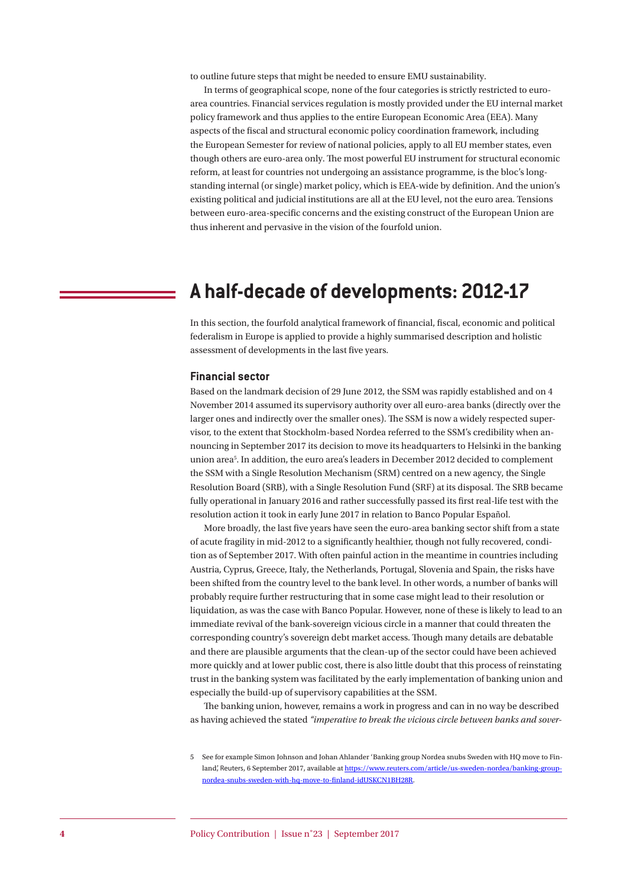to outline future steps that might be needed to ensure EMU sustainability.

In terms of geographical scope, none of the four categories is strictly restricted to euro-area countries. Financial services regulation is mostly provided under the EU internal market policy framework and thus applies to the entire European Economic Area (EEA). Many aspects of the fiscal and structural economic policy coordination framework, including the European Semester for review of national policies, apply to all EU member states, even though others are euro-area only. The most powerful EU instrument for structural economic reform, at least for countries not undergoing an assistance programme, is the bloc's long-standing internal (or single) market policy, which is EEA-wide by definition. And the union's existing political and judicial institutions are all at the EU level, not the euro area. Tensions between euro-area-specific concerns and the existing construct of the European Union are thus inherent and pervasive in the vision of the fourfold union.

## A half-decade of developments: 2012-17

In this section, the fourfold analytical framework of financial, fiscal, economic and political federalism in Europe is applied to provide a highly summarised description and holistic assessment of developments in the last five years.

### Financial sector

Based on the landmark decision of 29 June 2012, the SSM was rapidly established and on 4 November 2014 assumed its supervisory authority over all euro-area banks (directly over the larger ones and indirectly over the smaller ones). The SSM is now a widely respected supervisor, to the extent that Stockholm-based Nordea referred to the SSM's credibility when announcing in September 2017 its decision to move its headquarters to Helsinki in the banking union area[5]. In addition, the euro area's leaders in December 2012 decided to complement the SSM with a Single Resolution Mechanism (SRM) centred on a new agency, the Single Resolution Board (SRB), with a Single Resolution Fund (SRF) at its disposal. The SRB became fully operational in January 2016 and rather successfully passed its first real-life test with the resolution action it took in early June 2017 in relation to Banco Popular Español.

More broadly, the last five years have seen the euro-area banking sector shift from a state of acute fragility in mid-2012 to a significantly healthier, though not fully recovered, condition as of September 2017. With often painful action in the meantime in countries including Austria, Cyprus, Greece, Italy, the Netherlands, Portugal, Slovenia and Spain, the risks have been shifted from the country level to the bank level. In other words, a number of banks will probably require further restructuring that in some case might lead to their resolution or liquidation, as was the case with Banco Popular. However, none of these is likely to lead to an immediate revival of the bank-sovereign vicious circle in a manner that could threaten the corresponding country's sovereign debt market access. Though many details are debatable and there are plausible arguments that the clean-up of the sector could have been achieved more quickly and at lower public cost, there is also little doubt that this process of reinstating trust in the banking system was facilitated by the early implementation of banking union and especially the build-up of supervisory capabilities at the SSM.

The banking union, however, remains a work in progress and can in no way be described as having achieved the stated *"imperative to break the vicious circle between banks and sover-*

5 See for example Simon Johnson and Johan Ahlander 'Banking group Nordea snubs Sweden with HQ move to Finland', Reuters, 6 September 2017, available at https://www.reuters.com/article/us-sweden-nordea/banking-group-nordea-snubs-sweden-with-hq-move-to-finland-idUSKCN1BH28R.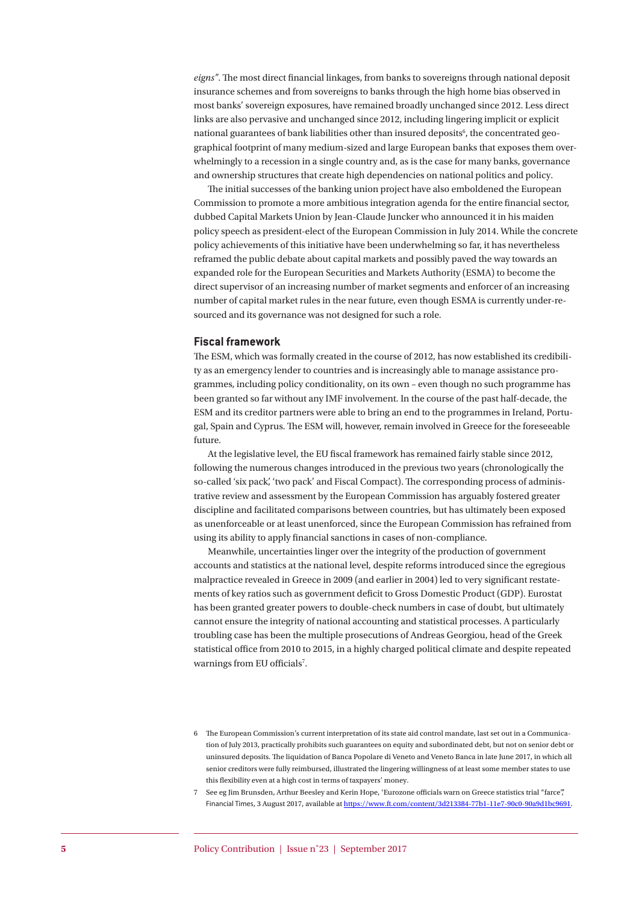*eigns"*. The most direct financial linkages, from banks to sovereigns through national deposit insurance schemes and from sovereigns to banks through the high home bias observed in most banks' sovereign exposures, have remained broadly unchanged since 2012. Less direct links are also pervasive and unchanged since 2012, including lingering implicit or explicit national guarantees of bank liabilities other than insured deposits[6], the concentrated geographical footprint of many medium-sized and large European banks that exposes them overwhelmingly to a recession in a single country and, as is the case for many banks, governance and ownership structures that create high dependencies on national politics and policy.

The initial successes of the banking union project have also emboldened the European Commission to promote a more ambitious integration agenda for the entire financial sector, dubbed Capital Markets Union by Jean-Claude Juncker who announced it in his maiden policy speech as president-elect of the European Commission in July 2014. While the concrete policy achievements of this initiative have been underwhelming so far, it has nevertheless reframed the public debate about capital markets and possibly paved the way towards an expanded role for the European Securities and Markets Authority (ESMA) to become the direct supervisor of an increasing number of market segments and enforcer of an increasing number of capital market rules in the near future, even though ESMA is currently under-resourced and its governance was not designed for such a role.

### Fiscal framework

The ESM, which was formally created in the course of 2012, has now established its credibility as an emergency lender to countries and is increasingly able to manage assistance programmes, including policy conditionality, on its own – even though no such programme has been granted so far without any IMF involvement. In the course of the past half-decade, the ESM and its creditor partners were able to bring an end to the programmes in Ireland, Portugal, Spain and Cyprus. The ESM will, however, remain involved in Greece for the foreseeable future.

At the legislative level, the EU fiscal framework has remained fairly stable since 2012, following the numerous changes introduced in the previous two years (chronologically the so-called 'six pack', 'two pack' and Fiscal Compact). The corresponding process of administrative review and assessment by the European Commission has arguably fostered greater discipline and facilitated comparisons between countries, but has ultimately been exposed as unenforceable or at least unenforced, since the European Commission has refrained from using its ability to apply financial sanctions in cases of non-compliance.

Meanwhile, uncertainties linger over the integrity of the production of government accounts and statistics at the national level, despite reforms introduced since the egregious malpractice revealed in Greece in 2009 (and earlier in 2004) led to very significant restatements of key ratios such as government deficit to Gross Domestic Product (GDP). Eurostat has been granted greater powers to double-check numbers in case of doubt, but ultimately cannot ensure the integrity of national accounting and statistical processes. A particularly troubling case has been the multiple prosecutions of Andreas Georgiou, head of the Greek statistical office from 2010 to 2015, in a highly charged political climate and despite repeated warnings from EU officials[7].

---

6 The European Commission's current interpretation of its state aid control mandate, last set out in a Communication of July 2013, practically prohibits such guarantees on equity and subordinated debt, but not on senior debt or uninsured deposits. The liquidation of Banca Popolare di Veneto and Veneto Banca in late June 2017, in which all senior creditors were fully reimbursed, illustrated the lingering willingness of at least some member states to use this flexibility even at a high cost in terms of taxpayers' money.

7 See eg Jim Brunsden, Arthur Beesley and Kerin Hope, 'Eurozone officials warn on Greece statistics trial "farce"', Financial Times, 3 August 2017, available at https://www.ft.com/content/3d213384-77b1-11e7-90c0-90a9d1bc9691.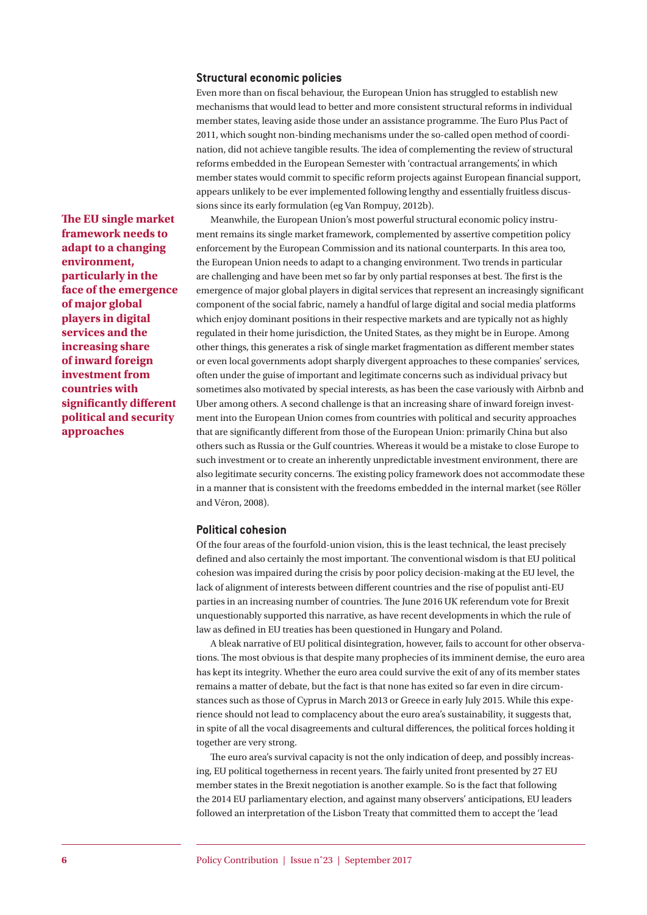## Structural economic policies

Even more than on fiscal behaviour, the European Union has struggled to establish new mechanisms that would lead to better and more consistent structural reforms in individual member states, leaving aside those under an assistance programme. The Euro Plus Pact of 2011, which sought non-binding mechanisms under the so-called open method of coordination, did not achieve tangible results. The idea of complementing the review of structural reforms embedded in the European Semester with 'contractual arrangements', in which member states would commit to specific reform projects against European financial support, appears unlikely to be ever implemented following lengthy and essentially fruitless discussions since its early formulation (eg Van Rompuy, 2012b).

**The EU single market framework needs to adapt to a changing environment, particularly in the face of the emergence of major global players in digital services and the increasing share of inward foreign investment from countries with significantly different political and security approaches**

Meanwhile, the European Union's most powerful structural economic policy instrument remains its single market framework, complemented by assertive competition policy enforcement by the European Commission and its national counterparts. In this area too, the European Union needs to adapt to a changing environment. Two trends in particular are challenging and have been met so far by only partial responses at best. The first is the emergence of major global players in digital services that represent an increasingly significant component of the social fabric, namely a handful of large digital and social media platforms which enjoy dominant positions in their respective markets and are typically not as highly regulated in their home jurisdiction, the United States, as they might be in Europe. Among other things, this generates a risk of single market fragmentation as different member states or even local governments adopt sharply divergent approaches to these companies' services, often under the guise of important and legitimate concerns such as individual privacy but sometimes also motivated by special interests, as has been the case variously with Airbnb and Uber among others. A second challenge is that an increasing share of inward foreign investment into the European Union comes from countries with political and security approaches that are significantly different from those of the European Union: primarily China but also others such as Russia or the Gulf countries. Whereas it would be a mistake to close Europe to such investment or to create an inherently unpredictable investment environment, there are also legitimate security concerns. The existing policy framework does not accommodate these in a manner that is consistent with the freedoms embedded in the internal market (see Röller and Véron, 2008).

## Political cohesion

Of the four areas of the fourfold-union vision, this is the least technical, the least precisely defined and also certainly the most important. The conventional wisdom is that EU political cohesion was impaired during the crisis by poor policy decision-making at the EU level, the lack of alignment of interests between different countries and the rise of populist anti-EU parties in an increasing number of countries. The June 2016 UK referendum vote for Brexit unquestionably supported this narrative, as have recent developments in which the rule of law as defined in EU treaties has been questioned in Hungary and Poland.

A bleak narrative of EU political disintegration, however, fails to account for other observations. The most obvious is that despite many prophecies of its imminent demise, the euro area has kept its integrity. Whether the euro area could survive the exit of any of its member states remains a matter of debate, but the fact is that none has exited so far even in dire circumstances such as those of Cyprus in March 2013 or Greece in early July 2015. While this experience should not lead to complacency about the euro area's sustainability, it suggests that, in spite of all the vocal disagreements and cultural differences, the political forces holding it together are very strong.

The euro area's survival capacity is not the only indication of deep, and possibly increasing, EU political togetherness in recent years. The fairly united front presented by 27 EU member states in the Brexit negotiation is another example. So is the fact that following the 2014 EU parliamentary election, and against many observers' anticipations, EU leaders followed an interpretation of the Lisbon Treaty that committed them to accept the 'lead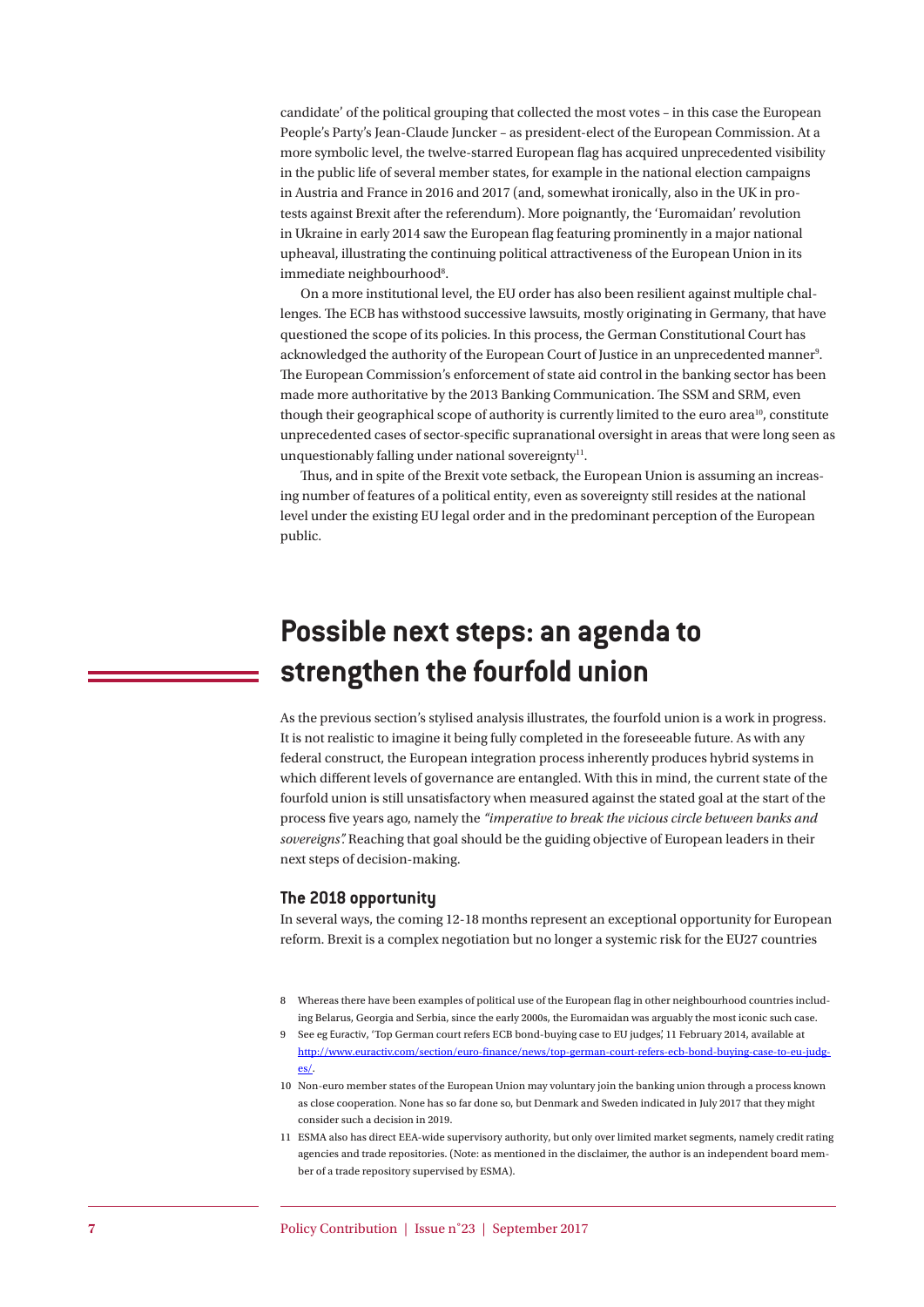candidate' of the political grouping that collected the most votes – in this case the European People's Party's Jean-Claude Juncker – as president-elect of the European Commission. At a more symbolic level, the twelve-starred European flag has acquired unprecedented visibility in the public life of several member states, for example in the national election campaigns in Austria and France in 2016 and 2017 (and, somewhat ironically, also in the UK in protests against Brexit after the referendum). More poignantly, the 'Euromaidan' revolution in Ukraine in early 2014 saw the European flag featuring prominently in a major national upheaval, illustrating the continuing political attractiveness of the European Union in its immediate neighbourhood[8].

On a more institutional level, the EU order has also been resilient against multiple challenges. The ECB has withstood successive lawsuits, mostly originating in Germany, that have questioned the scope of its policies. In this process, the German Constitutional Court has acknowledged the authority of the European Court of Justice in an unprecedented manner[9]. The European Commission's enforcement of state aid control in the banking sector has been made more authoritative by the 2013 Banking Communication. The SSM and SRM, even though their geographical scope of authority is currently limited to the euro area[10], constitute unprecedented cases of sector-specific supranational oversight in areas that were long seen as unquestionably falling under national sovereignty[11].

Thus, and in spite of the Brexit vote setback, the European Union is assuming an increasing number of features of a political entity, even as sovereignty still resides at the national level under the existing EU legal order and in the predominant perception of the European public.

## Possible next steps: an agenda to strengthen the fourfold union

As the previous section's stylised analysis illustrates, the fourfold union is a work in progress. It is not realistic to imagine it being fully completed in the foreseeable future. As with any federal construct, the European integration process inherently produces hybrid systems in which different levels of governance are entangled. With this in mind, the current state of the fourfold union is still unsatisfactory when measured against the stated goal at the start of the process five years ago, namely the *"imperative to break the vicious circle between banks and sovereigns".* Reaching that goal should be the guiding objective of European leaders in their next steps of decision-making.

### The 2018 opportunity

In several ways, the coming 12-18 months represent an exceptional opportunity for European reform. Brexit is a complex negotiation but no longer a systemic risk for the EU27 countries

8 Whereas there have been examples of political use of the European flag in other neighbourhood countries including Belarus, Georgia and Serbia, since the early 2000s, the Euromaidan was arguably the most iconic such case.

9 See eg Euractiv, 'Top German court refers ECB bond-buying case to EU judges', 11 February 2014, available at http://www.euractiv.com/section/euro-finance/news/top-german-court-refers-ecb-bond-buying-case-to-eu-judges/.

10 Non-euro member states of the European Union may voluntary join the banking union through a process known as close cooperation. None has so far done so, but Denmark and Sweden indicated in July 2017 that they might consider such a decision in 2019.

11 ESMA also has direct EEA-wide supervisory authority, but only over limited market segments, namely credit rating agencies and trade repositories. (Note: as mentioned in the disclaimer, the author is an independent board member of a trade repository supervised by ESMA).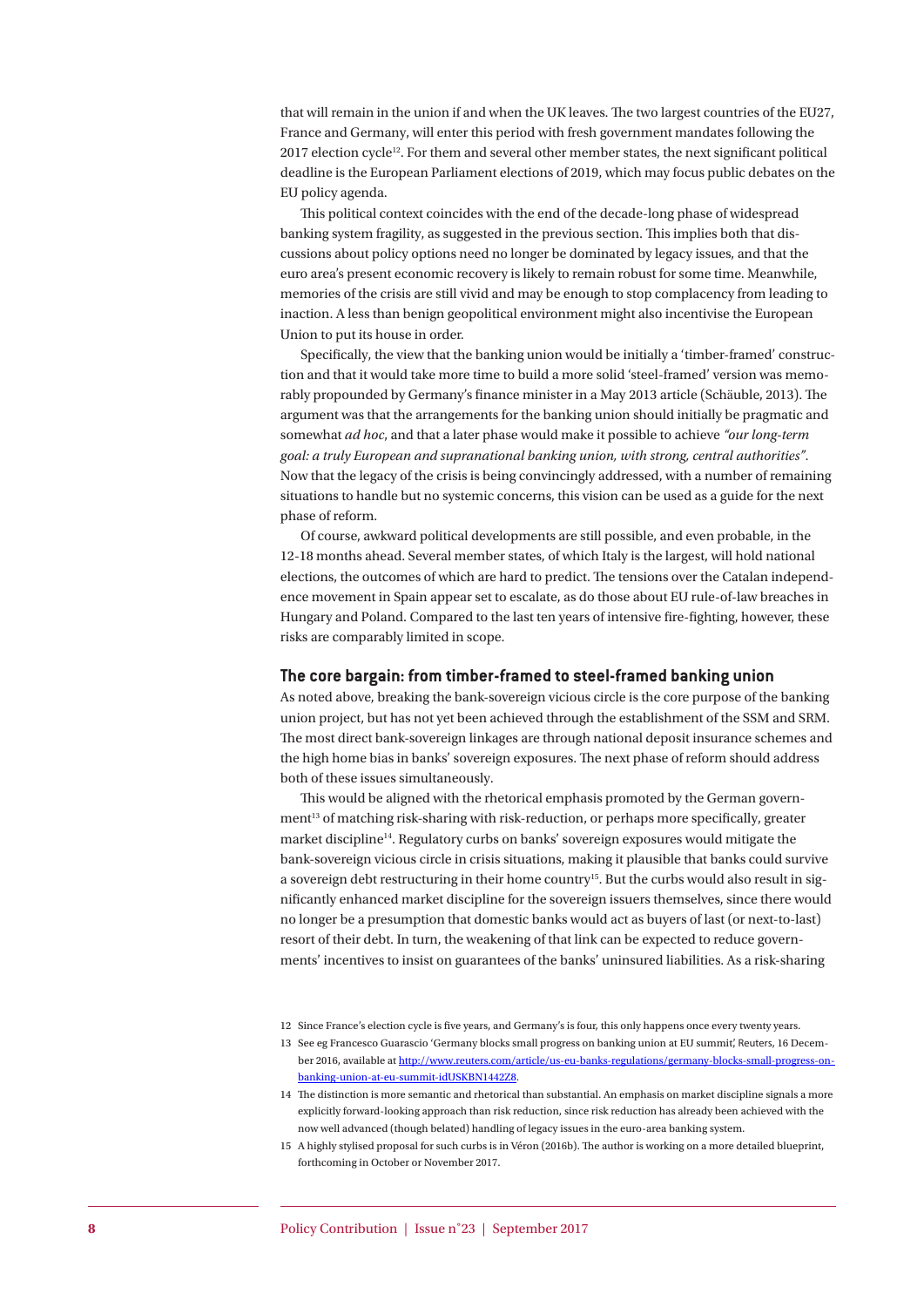that will remain in the union if and when the UK leaves. The two largest countries of the EU27, France and Germany, will enter this period with fresh government mandates following the 2017 election cycle[12]. For them and several other member states, the next significant political deadline is the European Parliament elections of 2019, which may focus public debates on the EU policy agenda.

This political context coincides with the end of the decade-long phase of widespread banking system fragility, as suggested in the previous section. This implies both that discussions about policy options need no longer be dominated by legacy issues, and that the euro area's present economic recovery is likely to remain robust for some time. Meanwhile, memories of the crisis are still vivid and may be enough to stop complacency from leading to inaction. A less than benign geopolitical environment might also incentivise the European Union to put its house in order.

Specifically, the view that the banking union would be initially a 'timber-framed' construction and that it would take more time to build a more solid 'steel-framed' version was memorably propounded by Germany's finance minister in a May 2013 article (Schäuble, 2013). The argument was that the arrangements for the banking union should initially be pragmatic and somewhat *ad hoc*, and that a later phase would make it possible to achieve *"our long-term goal: a truly European and supranational banking union, with strong, central authorities"*. Now that the legacy of the crisis is being convincingly addressed, with a number of remaining situations to handle but no systemic concerns, this vision can be used as a guide for the next phase of reform.

Of course, awkward political developments are still possible, and even probable, in the 12-18 months ahead. Several member states, of which Italy is the largest, will hold national elections, the outcomes of which are hard to predict. The tensions over the Catalan independence movement in Spain appear set to escalate, as do those about EU rule-of-law breaches in Hungary and Poland. Compared to the last ten years of intensive fire-fighting, however, these risks are comparably limited in scope.

### The core bargain: from timber-framed to steel-framed banking union

As noted above, breaking the bank-sovereign vicious circle is the core purpose of the banking union project, but has not yet been achieved through the establishment of the SSM and SRM. The most direct bank-sovereign linkages are through national deposit insurance schemes and the high home bias in banks' sovereign exposures. The next phase of reform should address both of these issues simultaneously.

This would be aligned with the rhetorical emphasis promoted by the German government[13] of matching risk-sharing with risk-reduction, or perhaps more specifically, greater market discipline[14]. Regulatory curbs on banks' sovereign exposures would mitigate the bank-sovereign vicious circle in crisis situations, making it plausible that banks could survive a sovereign debt restructuring in their home country[15]. But the curbs would also result in significantly enhanced market discipline for the sovereign issuers themselves, since there would no longer be a presumption that domestic banks would act as buyers of last (or next-to-last) resort of their debt. In turn, the weakening of that link can be expected to reduce governments' incentives to insist on guarantees of the banks' uninsured liabilities. As a risk-sharing

12 Since France's election cycle is five years, and Germany's is four, this only happens once every twenty years.

13 See eg Francesco Guarascio 'Germany blocks small progress on banking union at EU summit', Reuters, 16 December 2016, available at http://www.reuters.com/article/us-eu-banks-regulations/germany-blocks-small-progress-on-banking-union-at-eu-summit-idUSKBN1442Z8.

14 The distinction is more semantic and rhetorical than substantial. An emphasis on market discipline signals a more explicitly forward-looking approach than risk reduction, since risk reduction has already been achieved with the now well advanced (though belated) handling of legacy issues in the euro-area banking system.

15 A highly stylised proposal for such curbs is in Véron (2016b). The author is working on a more detailed blueprint, forthcoming in October or November 2017.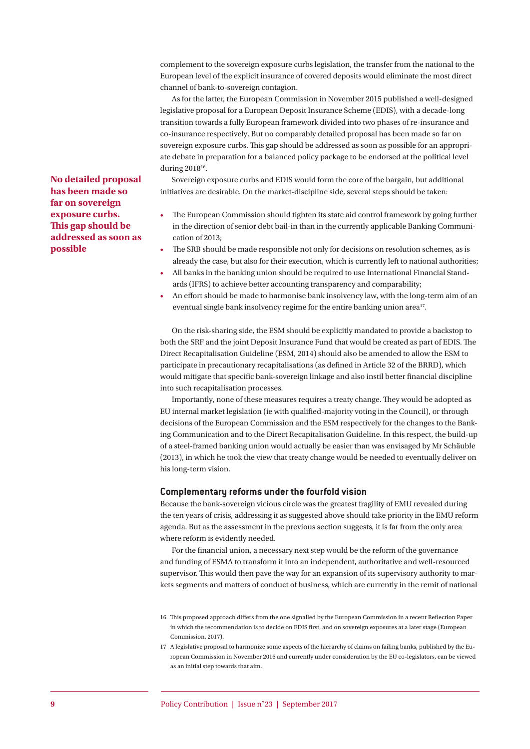complement to the sovereign exposure curbs legislation, the transfer from the national to the European level of the explicit insurance of covered deposits would eliminate the most direct channel of bank-to-sovereign contagion.

As for the latter, the European Commission in November 2015 published a well-designed legislative proposal for a European Deposit Insurance Scheme (EDIS), with a decade-long transition towards a fully European framework divided into two phases of re-insurance and co-insurance respectively. But no comparably detailed proposal has been made so far on sovereign exposure curbs. This gap should be addressed as soon as possible for an appropriate debate in preparation for a balanced policy package to be endorsed at the political level during 2018[16].

**No detailed proposal has been made so far on sovereign exposure curbs. This gap should be addressed as soon as possible**

Sovereign exposure curbs and EDIS would form the core of the bargain, but additional initiatives are desirable. On the market-discipline side, several steps should be taken:

- The European Commission should tighten its state aid control framework by going further in the direction of senior debt bail-in than in the currently applicable Banking Communication of 2013;
- The SRB should be made responsible not only for decisions on resolution schemes, as is already the case, but also for their execution, which is currently left to national authorities;
- All banks in the banking union should be required to use International Financial Standards (IFRS) to achieve better accounting transparency and comparability;
- An effort should be made to harmonise bank insolvency law, with the long-term aim of an eventual single bank insolvency regime for the entire banking union area[17].

On the risk-sharing side, the ESM should be explicitly mandated to provide a backstop to both the SRF and the joint Deposit Insurance Fund that would be created as part of EDIS. The Direct Recapitalisation Guideline (ESM, 2014) should also be amended to allow the ESM to participate in precautionary recapitalisations (as defined in Article 32 of the BRRD), which would mitigate that specific bank-sovereign linkage and also instil better financial discipline into such recapitalisation processes.

Importantly, none of these measures requires a treaty change. They would be adopted as EU internal market legislation (ie with qualified-majority voting in the Council), or through decisions of the European Commission and the ESM respectively for the changes to the Banking Communication and to the Direct Recapitalisation Guideline. In this respect, the build-up of a steel-framed banking union would actually be easier than was envisaged by Mr Schäuble (2013), in which he took the view that treaty change would be needed to eventually deliver on his long-term vision.

### Complementary reforms under the fourfold vision

Because the bank-sovereign vicious circle was the greatest fragility of EMU revealed during the ten years of crisis, addressing it as suggested above should take priority in the EMU reform agenda. But as the assessment in the previous section suggests, it is far from the only area where reform is evidently needed.

For the financial union, a necessary next step would be the reform of the governance and funding of ESMA to transform it into an independent, authoritative and well-resourced supervisor. This would then pave the way for an expansion of its supervisory authority to markets segments and matters of conduct of business, which are currently in the remit of national

16 This proposed approach differs from the one signalled by the European Commission in a recent Reflection Paper in which the recommendation is to decide on EDIS first, and on sovereign exposures at a later stage (European Commission, 2017).

17 A legislative proposal to harmonize some aspects of the hierarchy of claims on failing banks, published by the European Commission in November 2016 and currently under consideration by the EU co-legislators, can be viewed as an initial step towards that aim.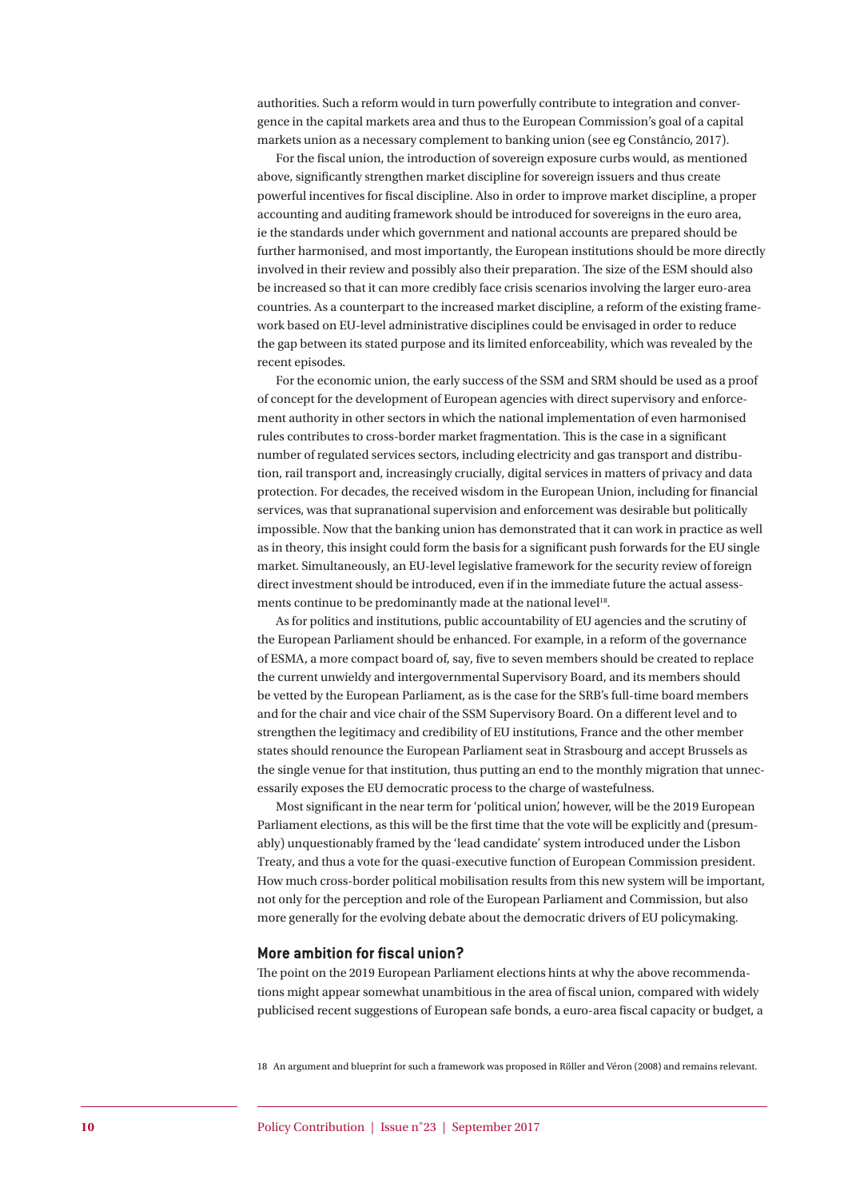authorities. Such a reform would in turn powerfully contribute to integration and convergence in the capital markets area and thus to the European Commission's goal of a capital markets union as a necessary complement to banking union (see eg Constâncio, 2017).

For the fiscal union, the introduction of sovereign exposure curbs would, as mentioned above, significantly strengthen market discipline for sovereign issuers and thus create powerful incentives for fiscal discipline. Also in order to improve market discipline, a proper accounting and auditing framework should be introduced for sovereigns in the euro area, ie the standards under which government and national accounts are prepared should be further harmonised, and most importantly, the European institutions should be more directly involved in their review and possibly also their preparation. The size of the ESM should also be increased so that it can more credibly face crisis scenarios involving the larger euro-area countries. As a counterpart to the increased market discipline, a reform of the existing framework based on EU-level administrative disciplines could be envisaged in order to reduce the gap between its stated purpose and its limited enforceability, which was revealed by the recent episodes.

For the economic union, the early success of the SSM and SRM should be used as a proof of concept for the development of European agencies with direct supervisory and enforcement authority in other sectors in which the national implementation of even harmonised rules contributes to cross-border market fragmentation. This is the case in a significant number of regulated services sectors, including electricity and gas transport and distribution, rail transport and, increasingly crucially, digital services in matters of privacy and data protection. For decades, the received wisdom in the European Union, including for financial services, was that supranational supervision and enforcement was desirable but politically impossible. Now that the banking union has demonstrated that it can work in practice as well as in theory, this insight could form the basis for a significant push forwards for the EU single market. Simultaneously, an EU-level legislative framework for the security review of foreign direct investment should be introduced, even if in the immediate future the actual assessments continue to be predominantly made at the national level[18].

As for politics and institutions, public accountability of EU agencies and the scrutiny of the European Parliament should be enhanced. For example, in a reform of the governance of ESMA, a more compact board of, say, five to seven members should be created to replace the current unwieldy and intergovernmental Supervisory Board, and its members should be vetted by the European Parliament, as is the case for the SRB's full-time board members and for the chair and vice chair of the SSM Supervisory Board. On a different level and to strengthen the legitimacy and credibility of EU institutions, France and the other member states should renounce the European Parliament seat in Strasbourg and accept Brussels as the single venue for that institution, thus putting an end to the monthly migration that unnecessarily exposes the EU democratic process to the charge of wastefulness.

Most significant in the near term for 'political union', however, will be the 2019 European Parliament elections, as this will be the first time that the vote will be explicitly and (presumably) unquestionably framed by the 'lead candidate' system introduced under the Lisbon Treaty, and thus a vote for the quasi-executive function of European Commission president. How much cross-border political mobilisation results from this new system will be important, not only for the perception and role of the European Parliament and Commission, but also more generally for the evolving debate about the democratic drivers of EU policymaking.

### More ambition for fiscal union?

The point on the 2019 European Parliament elections hints at why the above recommendations might appear somewhat unambitious in the area of fiscal union, compared with widely publicised recent suggestions of European safe bonds, a euro-area fiscal capacity or budget, a

18 An argument and blueprint for such a framework was proposed in Röller and Véron (2008) and remains relevant.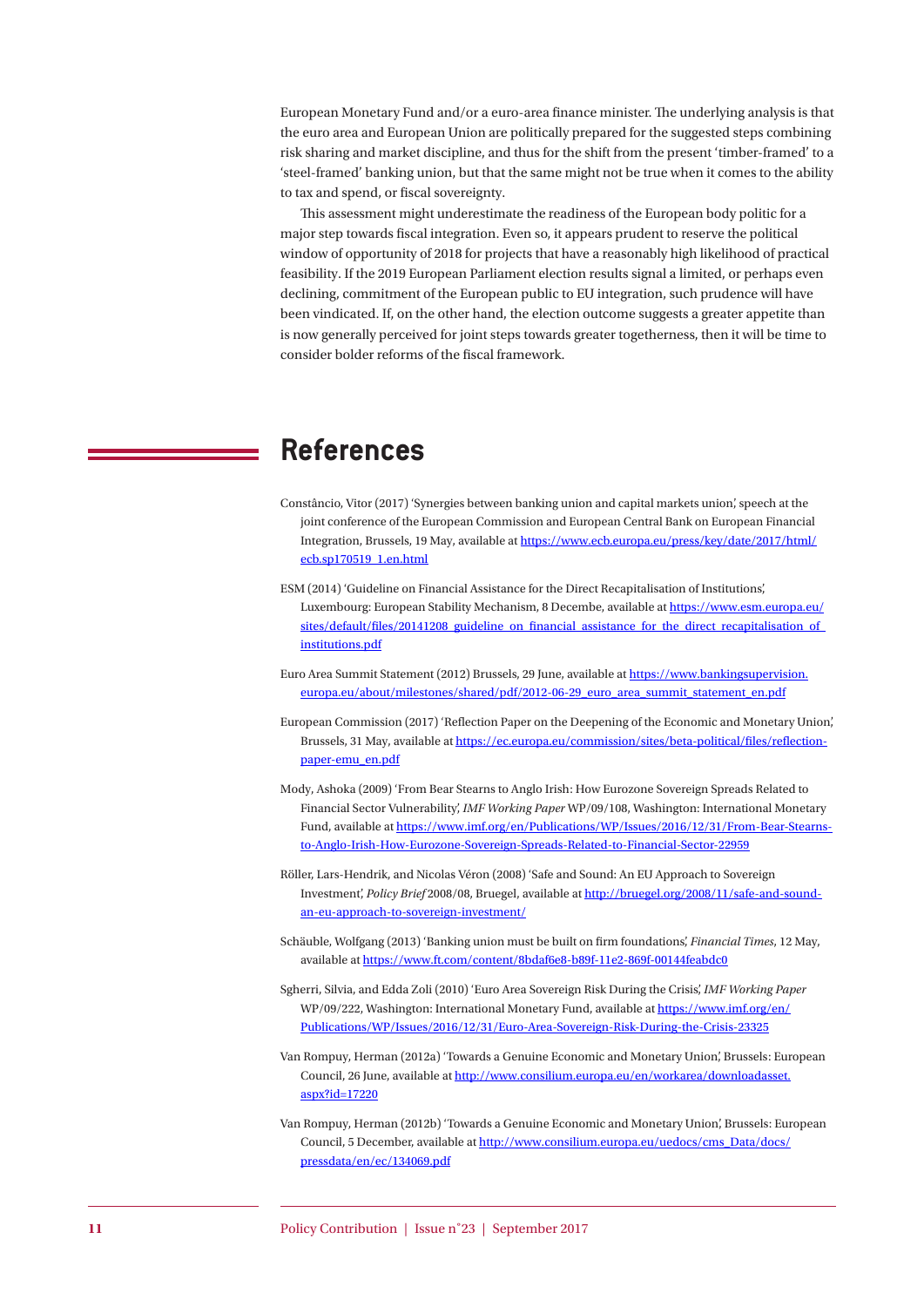European Monetary Fund and/or a euro-area finance minister. The underlying analysis is that the euro area and European Union are politically prepared for the suggested steps combining risk sharing and market discipline, and thus for the shift from the present 'timber-framed' to a 'steel-framed' banking union, but that the same might not be true when it comes to the ability to tax and spend, or fiscal sovereignty.

This assessment might underestimate the readiness of the European body politic for a major step towards fiscal integration. Even so, it appears prudent to reserve the political window of opportunity of 2018 for projects that have a reasonably high likelihood of practical feasibility. If the 2019 European Parliament election results signal a limited, or perhaps even declining, commitment of the European public to EU integration, such prudence will have been vindicated. If, on the other hand, the election outcome suggests a greater appetite than is now generally perceived for joint steps towards greater togetherness, then it will be time to consider bolder reforms of the fiscal framework.

## References

Constâncio, Vitor (2017) 'Synergies between banking union and capital markets union', speech at the joint conference of the European Commission and European Central Bank on European Financial Integration, Brussels, 19 May, available at https://www.ecb.europa.eu/press/key/date/2017/html/ecb.sp170519_1.en.html

ESM (2014) 'Guideline on Financial Assistance for the Direct Recapitalisation of Institutions', Luxembourg: European Stability Mechanism, 8 Decembe, available at https://www.esm.europa.eu/sites/default/files/20141208_guideline_on_financial_assistance_for_the_direct_recapitalisation_of_institutions.pdf

Euro Area Summit Statement (2012) Brussels, 29 June, available at https://www.bankingsupervision.europa.eu/about/milestones/shared/pdf/2012-06-29_euro_area_summit_statement_en.pdf

European Commission (2017) 'Reflection Paper on the Deepening of the Economic and Monetary Union', Brussels, 31 May, available at https://ec.europa.eu/commission/sites/beta-political/files/reflection-paper-emu_en.pdf

Mody, Ashoka (2009) 'From Bear Stearns to Anglo Irish: How Eurozone Sovereign Spreads Related to Financial Sector Vulnerability', *IMF Working Paper* WP/09/108, Washington: International Monetary Fund, available at https://www.imf.org/en/Publications/WP/Issues/2016/12/31/From-Bear-Stearns-to-Anglo-Irish-How-Eurozone-Sovereign-Spreads-Related-to-Financial-Sector-22959

Röller, Lars-Hendrik, and Nicolas Véron (2008) 'Safe and Sound: An EU Approach to Sovereign Investment', *Policy Brief* 2008/08, Bruegel, available at http://bruegel.org/2008/11/safe-and-sound-an-eu-approach-to-sovereign-investment/

Schäuble, Wolfgang (2013) 'Banking union must be built on firm foundations', *Financial Times*, 12 May, available at https://www.ft.com/content/8bdaf6e8-b89f-11e2-869f-00144feabdc0

Sgherri, Silvia, and Edda Zoli (2010) 'Euro Area Sovereign Risk During the Crisis', *IMF Working Paper* WP/09/222, Washington: International Monetary Fund, available at https://www.imf.org/en/Publications/WP/Issues/2016/12/31/Euro-Area-Sovereign-Risk-During-the-Crisis-23325

Van Rompuy, Herman (2012a) 'Towards a Genuine Economic and Monetary Union', Brussels: European Council, 26 June, available at http://www.consilium.europa.eu/en/workarea/downloadasset.aspx?id=17220

Van Rompuy, Herman (2012b) 'Towards a Genuine Economic and Monetary Union', Brussels: European Council, 5 December, available at http://www.consilium.europa.eu/uedocs/cms_Data/docs/pressdata/en/ec/134069.pdf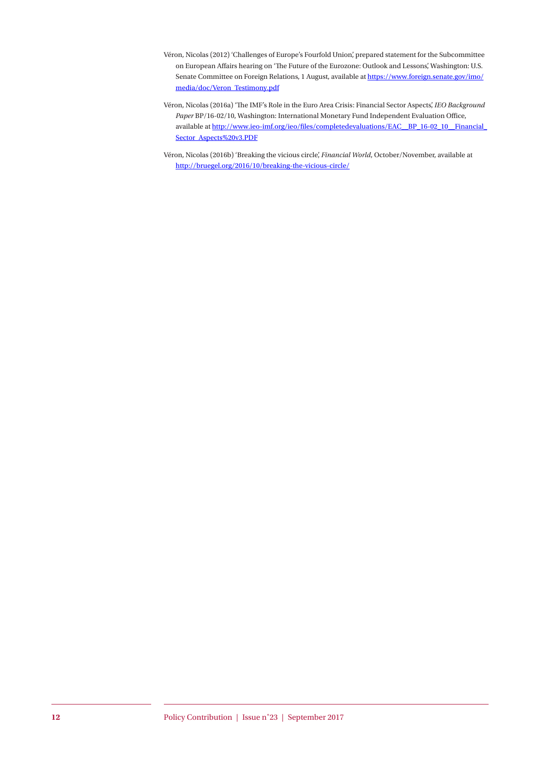Véron, Nicolas (2012) 'Challenges of Europe's Fourfold Union', prepared statement for the Subcommittee on European Affairs hearing on 'The Future of the Eurozone: Outlook and Lessons', Washington: U.S. Senate Committee on Foreign Relations, 1 August, available at https://www.foreign.senate.gov/imo/media/doc/Veron_Testimony.pdf

Véron, Nicolas (2016a) 'The IMF's Role in the Euro Area Crisis: Financial Sector Aspects', *IEO Background Paper* BP/16-02/10, Washington: International Monetary Fund Independent Evaluation Office, available at http://www.ieo-imf.org/ieo/files/completedevaluations/EAC__BP_16-02_10__Financial_Sector_Aspects%20v3.PDF

Véron, Nicolas (2016b) 'Breaking the vicious circle', *Financial World*, October/November, available at http://bruegel.org/2016/10/breaking-the-vicious-circle/